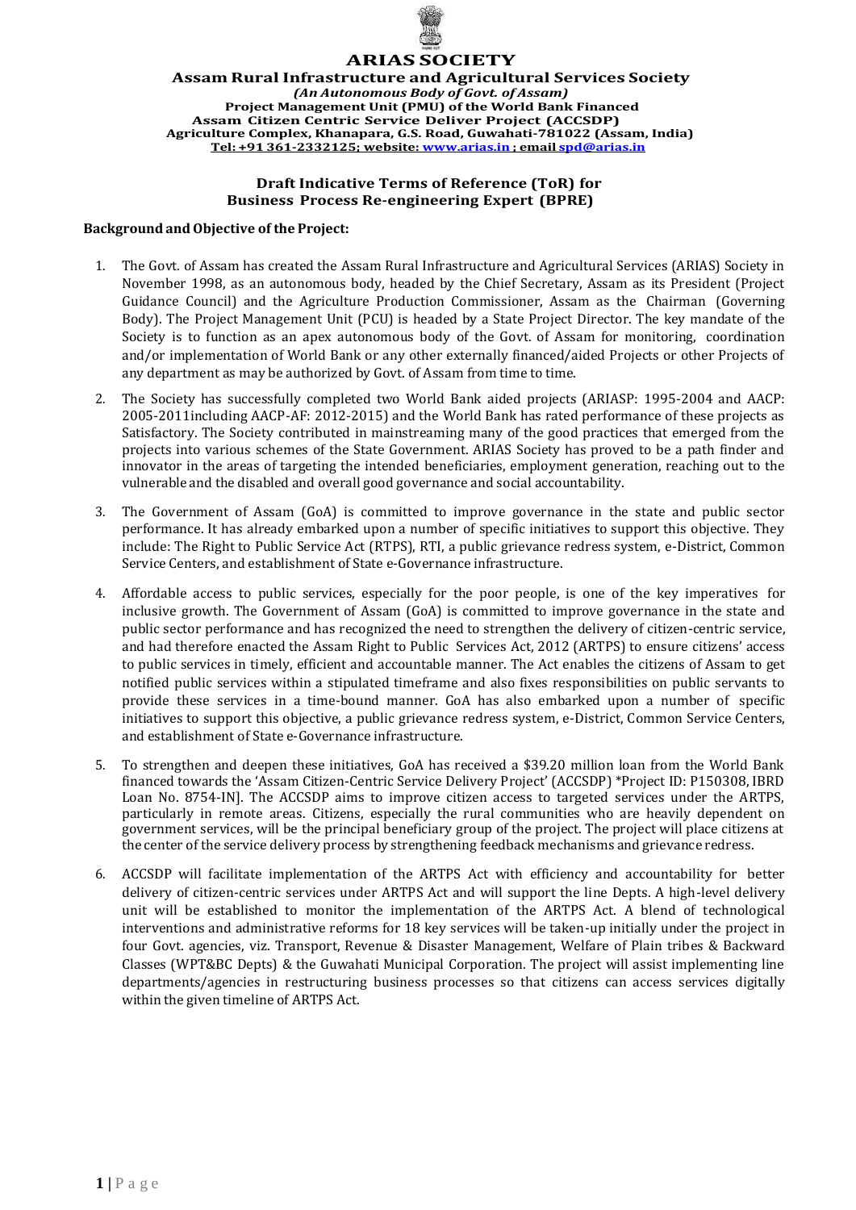# ARIAS SOCIETY

**Assam Rural Infrastructure and Agricultural Services Society**
***(An Autonomous Body of Govt. of Assam)***
**Project Management Unit (PMU) of the World Bank Financed**
**Assam Citizen Centric Service Deliver Project (ACCSDP)**
**Agriculture Complex, Khanapara, G.S. Road, Guwahati-781022 (Assam, India)**
**Tel: +91 361-2332125; website: www.arias.in ; email spd@arias.in**

## Draft Indicative Terms of Reference (ToR) for Business Process Re-engineering Expert (BPRE)

### Background and Objective of the Project:

1. The Govt. of Assam has created the Assam Rural Infrastructure and Agricultural Services (ARIAS) Society in November 1998, as an autonomous body, headed by the Chief Secretary, Assam as its President (Project Guidance Council) and the Agriculture Production Commissioner, Assam as the Chairman (Governing Body). The Project Management Unit (PCU) is headed by a State Project Director. The key mandate of the Society is to function as an apex autonomous body of the Govt. of Assam for monitoring, coordination and/or implementation of World Bank or any other externally financed/aided Projects or other Projects of any department as may be authorized by Govt. of Assam from time to time.

2. The Society has successfully completed two World Bank aided projects (ARIASP: 1995-2004 and AACP: 2005-2011including AACP-AF: 2012-2015) and the World Bank has rated performance of these projects as Satisfactory. The Society contributed in mainstreaming many of the good practices that emerged from the projects into various schemes of the State Government. ARIAS Society has proved to be a path finder and innovator in the areas of targeting the intended beneficiaries, employment generation, reaching out to the vulnerable and the disabled and overall good governance and social accountability.

3. The Government of Assam (GoA) is committed to improve governance in the state and public sector performance. It has already embarked upon a number of specific initiatives to support this objective. They include: The Right to Public Service Act (RTPS), RTI, a public grievance redress system, e-District, Common Service Centers, and establishment of State e-Governance infrastructure.

4. Affordable access to public services, especially for the poor people, is one of the key imperatives for inclusive growth. The Government of Assam (GoA) is committed to improve governance in the state and public sector performance and has recognized the need to strengthen the delivery of citizen-centric service, and had therefore enacted the Assam Right to Public Services Act, 2012 (ARTPS) to ensure citizens' access to public services in timely, efficient and accountable manner. The Act enables the citizens of Assam to get notified public services within a stipulated timeframe and also fixes responsibilities on public servants to provide these services in a time-bound manner. GoA has also embarked upon a number of specific initiatives to support this objective, a public grievance redress system, e-District, Common Service Centers, and establishment of State e-Governance infrastructure.

5. To strengthen and deepen these initiatives, GoA has received a $39.20 million loan from the World Bank financed towards the 'Assam Citizen-Centric Service Delivery Project' (ACCSDP) *Project ID: P150308, IBRD Loan No. 8754-IN]. The ACCSDP aims to improve citizen access to targeted services under the ARTPS, particularly in remote areas. Citizens, especially the rural communities who are heavily dependent on government services, will be the principal beneficiary group of the project. The project will place citizens at the center of the service delivery process by strengthening feedback mechanisms and grievance redress.

6. ACCSDP will facilitate implementation of the ARTPS Act with efficiency and accountability for better delivery of citizen-centric services under ARTPS Act and will support the line Depts. A high-level delivery unit will be established to monitor the implementation of the ARTPS Act. A blend of technological interventions and administrative reforms for 18 key services will be taken-up initially under the project in four Govt. agencies, viz. Transport, Revenue & Disaster Management, Welfare of Plain tribes & Backward Classes (WPT&BC Depts) & the Guwahati Municipal Corporation. The project will assist implementing line departments/agencies in restructuring business processes so that citizens can access services digitally within the given timeline of ARTPS Act.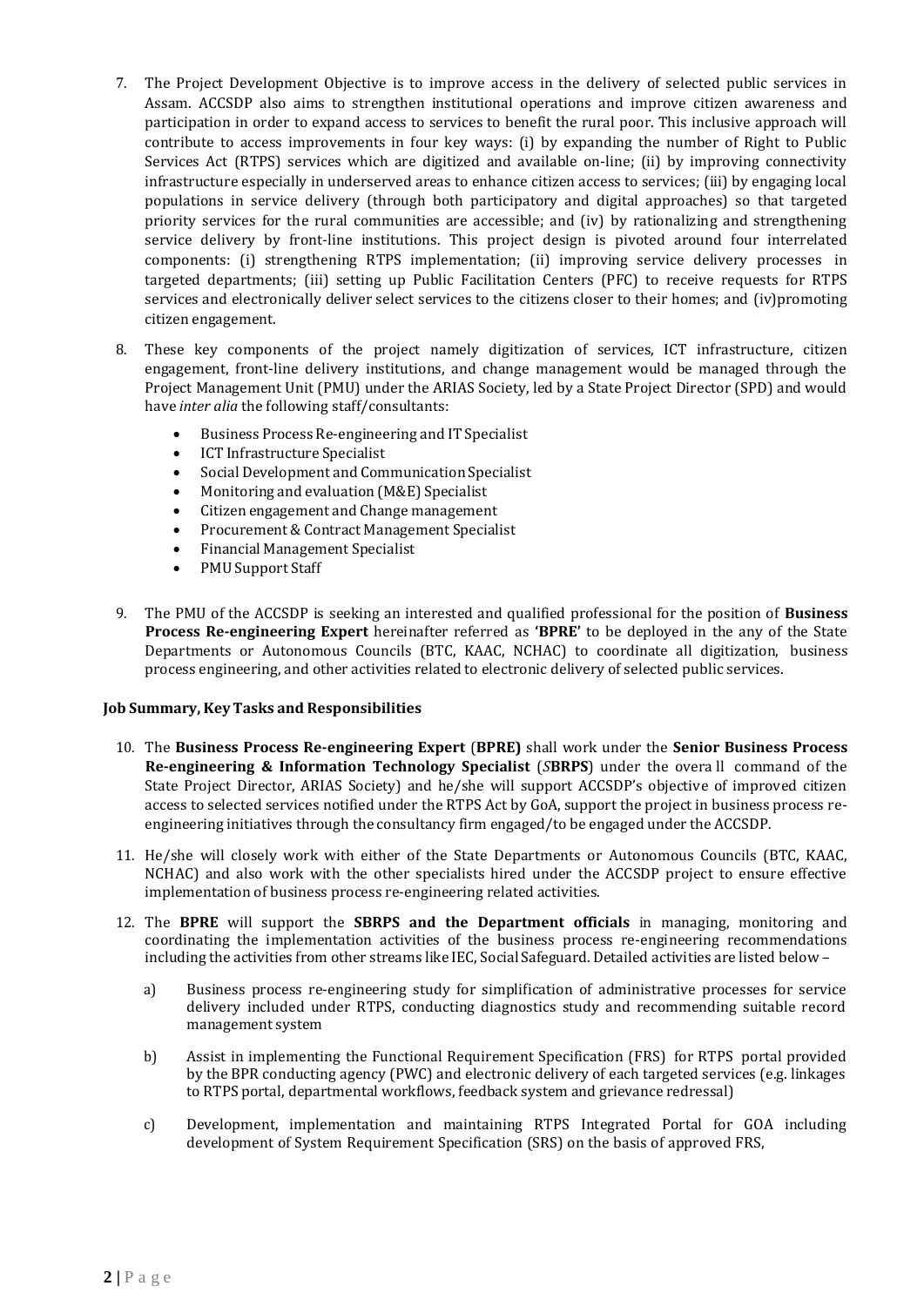7. The Project Development Objective is to improve access in the delivery of selected public services in Assam. ACCSDP also aims to strengthen institutional operations and improve citizen awareness and participation in order to expand access to services to benefit the rural poor. This inclusive approach will contribute to access improvements in four key ways: (i) by expanding the number of Right to Public Services Act (RTPS) services which are digitized and available on-line; (ii) by improving connectivity infrastructure especially in underserved areas to enhance citizen access to services; (iii) by engaging local populations in service delivery (through both participatory and digital approaches) so that targeted priority services for the rural communities are accessible; and (iv) by rationalizing and strengthening service delivery by front-line institutions. This project design is pivoted around four interrelated components: (i) strengthening RTPS implementation; (ii) improving service delivery processes in targeted departments; (iii) setting up Public Facilitation Centers (PFC) to receive requests for RTPS services and electronically deliver select services to the citizens closer to their homes; and (iv)promoting citizen engagement.

8. These key components of the project namely digitization of services, ICT infrastructure, citizen engagement, front-line delivery institutions, and change management would be managed through the Project Management Unit (PMU) under the ARIAS Society, led by a State Project Director (SPD) and would have *inter alia* the following staff/consultants:
   - Business Process Re-engineering and IT Specialist
   - ICT Infrastructure Specialist
   - Social Development and Communication Specialist
   - Monitoring and evaluation (M&E) Specialist
   - Citizen engagement and Change management
   - Procurement & Contract Management Specialist
   - Financial Management Specialist
   - PMU Support Staff

9. The PMU of the ACCSDP is seeking an interested and qualified professional for the position of **Business Process Re-engineering Expert** hereinafter referred as **'BPRE'** to be deployed in the any of the State Departments or Autonomous Councils (BTC, KAAC, NCHAC) to coordinate all digitization, business process engineering, and other activities related to electronic delivery of selected public services.

**Job Summary, Key Tasks and Responsibilities**

10. The **Business Process Re-engineering Expert** (**BPRE)** shall work under the **Senior Business Process Re-engineering & Information Technology Specialist** (*S***BRPS**) under the overa ll command of the State Project Director, ARIAS Society) and he/she will support ACCSDP's objective of improved citizen access to selected services notified under the RTPS Act by GoA, support the project in business process re-engineering initiatives through the consultancy firm engaged/to be engaged under the ACCSDP.

11. He/she will closely work with either of the State Departments or Autonomous Councils (BTC, KAAC, NCHAC) and also work with the other specialists hired under the ACCSDP project to ensure effective implementation of business process re-engineering related activities.

12. The **BPRE** will support the **SBRPS and the Department officials** in managing, monitoring and coordinating the implementation activities of the business process re-engineering recommendations including the activities from other streams like IEC, Social Safeguard. Detailed activities are listed below –

    a) Business process re-engineering study for simplification of administrative processes for service delivery included under RTPS, conducting diagnostics study and recommending suitable record management system

    b) Assist in implementing the Functional Requirement Specification (FRS) for RTPS portal provided by the BPR conducting agency (PWC) and electronic delivery of each targeted services (e.g. linkages to RTPS portal, departmental workflows, feedback system and grievance redressal)

    c) Development, implementation and maintaining RTPS Integrated Portal for GOA including development of System Requirement Specification (SRS) on the basis of approved FRS,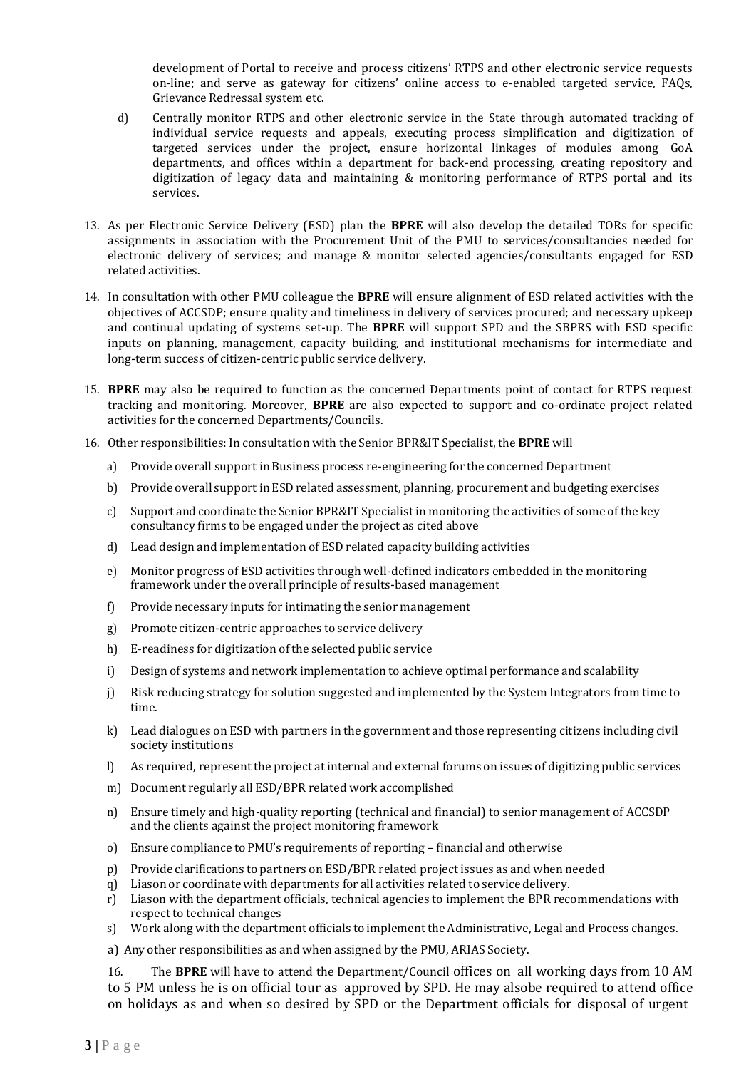development of Portal to receive and process citizens' RTPS and other electronic service requests on-line; and serve as gateway for citizens' online access to e-enabled targeted service, FAQs, Grievance Redressal system etc.

d) Centrally monitor RTPS and other electronic service in the State through automated tracking of individual service requests and appeals, executing process simplification and digitization of targeted services under the project, ensure horizontal linkages of modules among GoA departments, and offices within a department for back-end processing, creating repository and digitization of legacy data and maintaining & monitoring performance of RTPS portal and its services.

13. As per Electronic Service Delivery (ESD) plan the **BPRE** will also develop the detailed TORs for specific assignments in association with the Procurement Unit of the PMU to services/consultancies needed for electronic delivery of services; and manage & monitor selected agencies/consultants engaged for ESD related activities.

14. In consultation with other PMU colleague the **BPRE** will ensure alignment of ESD related activities with the objectives of ACCSDP; ensure quality and timeliness in delivery of services procured; and necessary upkeep and continual updating of systems set-up. The **BPRE** will support SPD and the SBPRS with ESD specific inputs on planning, management, capacity building, and institutional mechanisms for intermediate and long-term success of citizen-centric public service delivery.

15. **BPRE** may also be required to function as the concerned Departments point of contact for RTPS request tracking and monitoring. Moreover, **BPRE** are also expected to support and co-ordinate project related activities for the concerned Departments/Councils.

16. Other responsibilities: In consultation with the Senior BPR&IT Specialist, the **BPRE** will

a) Provide overall support in Business process re-engineering for the concerned Department

b) Provide overall support in ESD related assessment, planning, procurement and budgeting exercises

c) Support and coordinate the Senior BPR&IT Specialist in monitoring the activities of some of the key consultancy firms to be engaged under the project as cited above

d) Lead design and implementation of ESD related capacity building activities

e) Monitor progress of ESD activities through well-defined indicators embedded in the monitoring framework under the overall principle of results-based management

f) Provide necessary inputs for intimating the senior management

g) Promote citizen-centric approaches to service delivery

h) E-readiness for digitization of the selected public service

i) Design of systems and network implementation to achieve optimal performance and scalability

j) Risk reducing strategy for solution suggested and implemented by the System Integrators from time to time.

k) Lead dialogues on ESD with partners in the government and those representing citizens including civil society institutions

l) As required, represent the project at internal and external forums on issues of digitizing public services

m) Document regularly all ESD/BPR related work accomplished

n) Ensure timely and high-quality reporting (technical and financial) to senior management of ACCSDP and the clients against the project monitoring framework

o) Ensure compliance to PMU's requirements of reporting – financial and otherwise

p) Provide clarifications to partners on ESD/BPR related project issues as and when needed

q) Liason or coordinate with departments for all activities related to service delivery.

r) Liason with the department officials, technical agencies to implement the BPR recommendations with respect to technical changes

s) Work along with the department officials to implement the Administrative, Legal and Process changes.

a) Any other responsibilities as and when assigned by the PMU, ARIAS Society.

16. The **BPRE** will have to attend the Department/Council offices on all working days from 10 AM to 5 PM unless he is on official tour as approved by SPD. He may alsobe required to attend office on holidays as and when so desired by SPD or the Department officials for disposal of urgent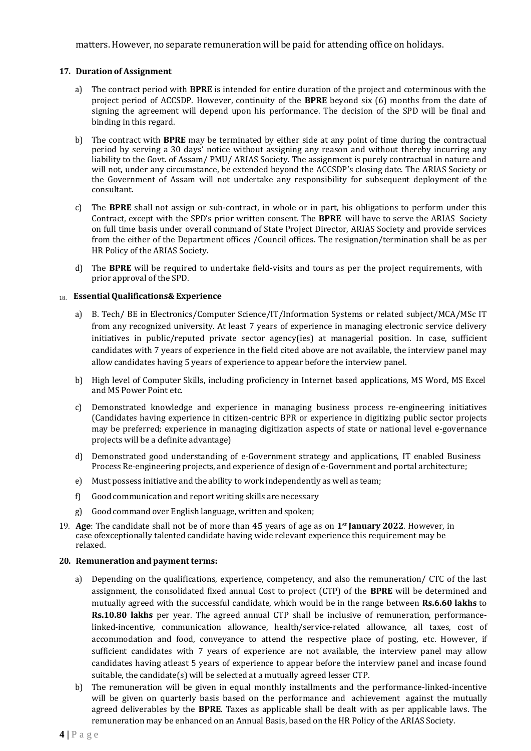matters. However, no separate remuneration will be paid for attending office on holidays.

**17. Duration of Assignment**

a) The contract period with **BPRE** is intended for entire duration of the project and coterminous with the project period of ACCSDP. However, continuity of the **BPRE** beyond six (6) months from the date of signing the agreement will depend upon his performance. The decision of the SPD will be final and binding in this regard.

b) The contract with **BPRE** may be terminated by either side at any point of time during the contractual period by serving a 30 days' notice without assigning any reason and without thereby incurring any liability to the Govt. of Assam/ PMU/ ARIAS Society. The assignment is purely contractual in nature and will not, under any circumstance, be extended beyond the ACCSDP's closing date. The ARIAS Society or the Government of Assam will not undertake any responsibility for subsequent deployment of the consultant.

c) The **BPRE** shall not assign or sub-contract, in whole or in part, his obligations to perform under this Contract, except with the SPD's prior written consent. The **BPRE** will have to serve the ARIAS Society on full time basis under overall command of State Project Director, ARIAS Society and provide services from the either of the Department offices /Council offices. The resignation/termination shall be as per HR Policy of the ARIAS Society.

d) The **BPRE** will be required to undertake field-visits and tours as per the project requirements, with prior approval of the SPD.

**18. Essential Qualifications& Experience**

a) B. Tech/ BE in Electronics/Computer Science/IT/Information Systems or related subject/MCA/MSc IT from any recognized university. At least 7 years of experience in managing electronic service delivery initiatives in public/reputed private sector agency(ies) at managerial position. In case, sufficient candidates with 7 years of experience in the field cited above are not available, the interview panel may allow candidates having 5 years of experience to appear before the interview panel.

b) High level of Computer Skills, including proficiency in Internet based applications, MS Word, MS Excel and MS Power Point etc.

c) Demonstrated knowledge and experience in managing business process re-engineering initiatives (Candidates having experience in citizen-centric BPR or experience in digitizing public sector projects may be preferred; experience in managing digitization aspects of state or national level e-governance projects will be a definite advantage)

d) Demonstrated good understanding of e-Government strategy and applications, IT enabled Business Process Re-engineering projects, and experience of design of e-Government and portal architecture;

e) Must possess initiative and the ability to work independently as well as team;

f) Good communication and report writing skills are necessary

g) Good command over English language, written and spoken;

19. **Age**: The candidate shall not be of more than **45** years of age as on **1st January 2022**. However, in case ofexceptionally talented candidate having wide relevant experience this requirement may be relaxed.

**20. Remuneration and payment terms:**

a) Depending on the qualifications, experience, competency, and also the remuneration/ CTC of the last assignment, the consolidated fixed annual Cost to project (CTP) of the **BPRE** will be determined and mutually agreed with the successful candidate, which would be in the range between **Rs.6.60 lakhs** to **Rs.10.80 lakhs** per year. The agreed annual CTP shall be inclusive of remuneration, performance-linked-incentive, communication allowance, health/service-related allowance, all taxes, cost of accommodation and food, conveyance to attend the respective place of posting, etc. However, if sufficient candidates with 7 years of experience are not available, the interview panel may allow candidates having atleast 5 years of experience to appear before the interview panel and incase found suitable, the candidate(s) will be selected at a mutually agreed lesser CTP.

b) The remuneration will be given in equal monthly installments and the performance-linked-incentive will be given on quarterly basis based on the performance and achievement against the mutually agreed deliverables by the **BPRE**. Taxes as applicable shall be dealt with as per applicable laws. The remuneration may be enhanced on an Annual Basis, based on the HR Policy of the ARIAS Society.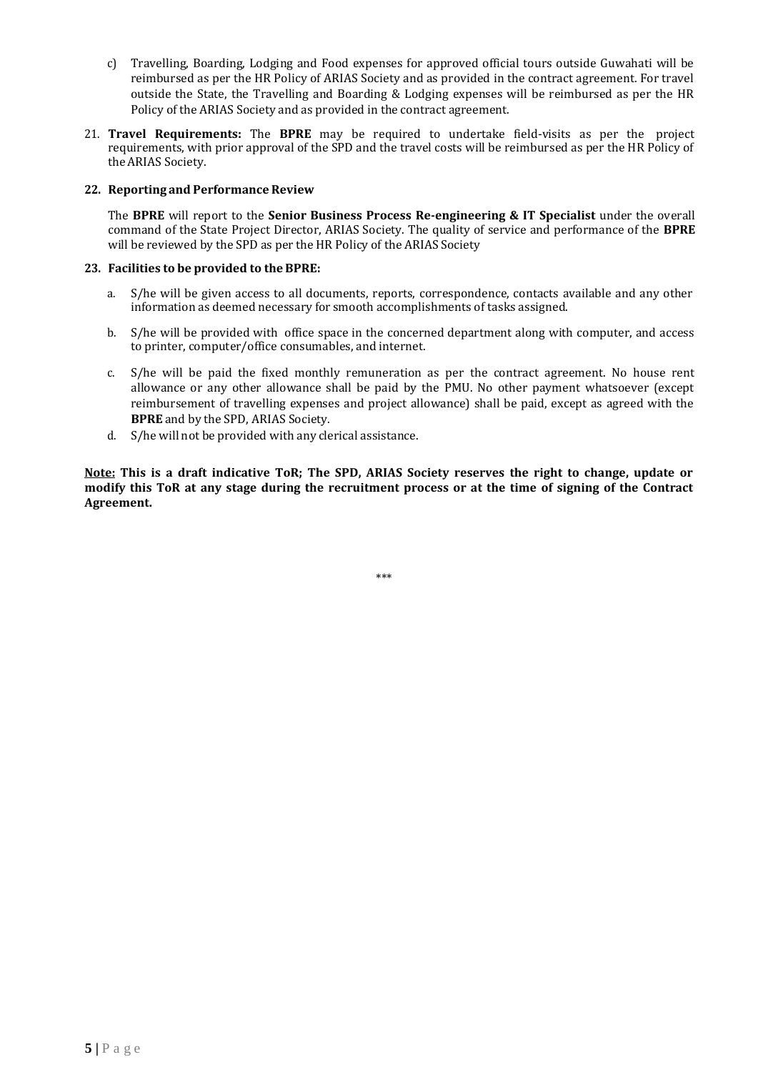c) Travelling, Boarding, Lodging and Food expenses for approved official tours outside Guwahati will be reimbursed as per the HR Policy of ARIAS Society and as provided in the contract agreement. For travel outside the State, the Travelling and Boarding & Lodging expenses will be reimbursed as per the HR Policy of the ARIAS Society and as provided in the contract agreement.

21. **Travel Requirements:** The **BPRE** may be required to undertake field-visits as per the project requirements, with prior approval of the SPD and the travel costs will be reimbursed as per the HR Policy of the ARIAS Society.

**22. Reporting and Performance Review**

The **BPRE** will report to the **Senior Business Process Re-engineering & IT Specialist** under the overall command of the State Project Director, ARIAS Society. The quality of service and performance of the **BPRE** will be reviewed by the SPD as per the HR Policy of the ARIAS Society

**23. Facilities to be provided to the BPRE:**

a. S/he will be given access to all documents, reports, correspondence, contacts available and any other information as deemed necessary for smooth accomplishments of tasks assigned.

b. S/he will be provided with office space in the concerned department along with computer, and access to printer, computer/office consumables, and internet.

c. S/he will be paid the fixed monthly remuneration as per the contract agreement. No house rent allowance or any other allowance shall be paid by the PMU. No other payment whatsoever (except reimbursement of travelling expenses and project allowance) shall be paid, except as agreed with the **BPRE** and by the SPD, ARIAS Society.

d. S/he will not be provided with any clerical assistance.

**<u>Note:</u> This is a draft indicative ToR; The SPD, ARIAS Society reserves the right to change, update or modify this ToR at any stage during the recruitment process or at the time of signing of the Contract Agreement.**

***